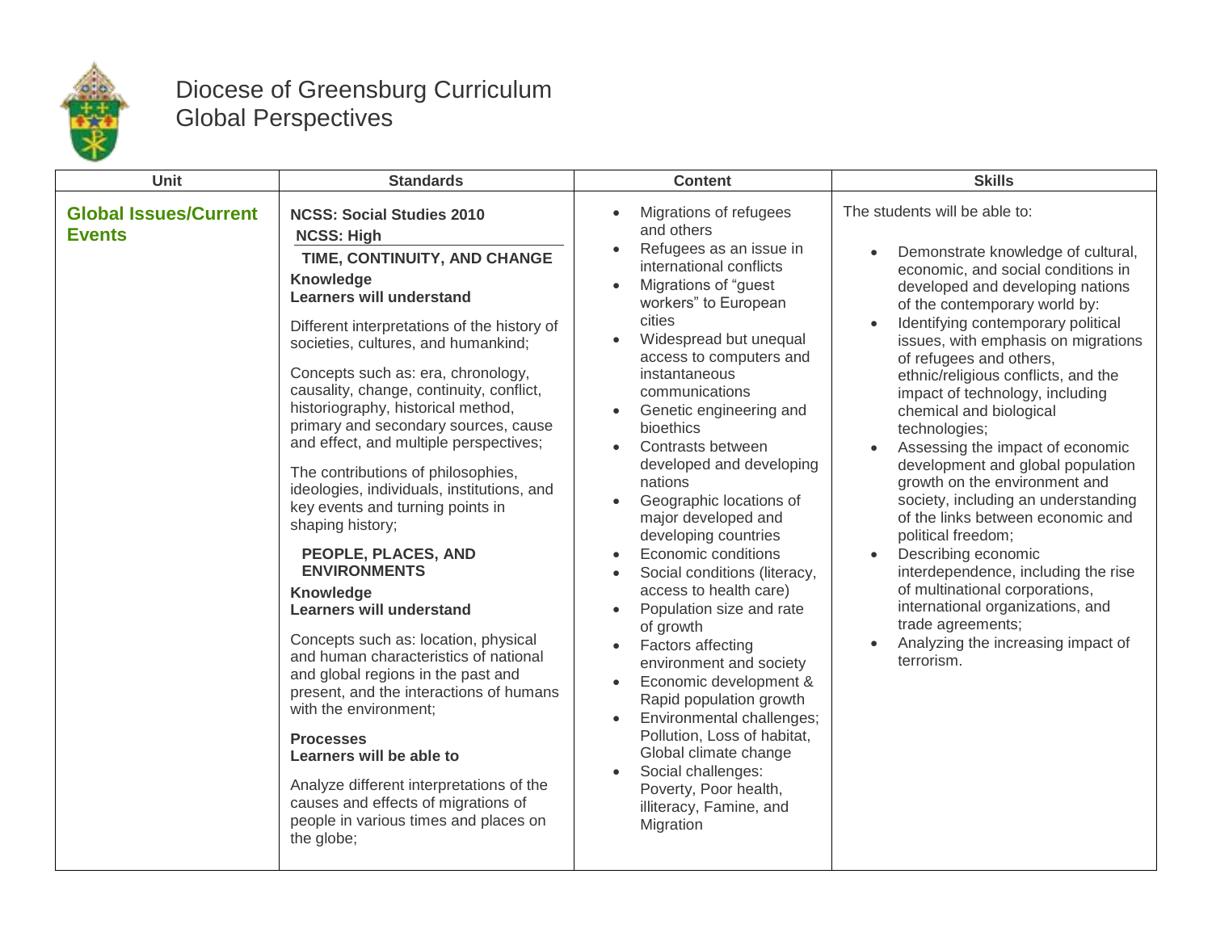# Diocese of Greensburg Curriculum
# Global Perspectives

| Unit | Standards | Content | Skills |
|---|---|---|---|
| **Global Issues/Current Events** | **NCSS: Social Studies 2010**<br>**NCSS: High**<br>**TIME, CONTINUITY, AND CHANGE**<br>**Knowledge**<br>**Learners will understand**<br>Different interpretations of the history of societies, cultures, and humankind;<br>Concepts such as: era, chronology, causality, change, continuity, conflict, historiography, historical method, primary and secondary sources, cause and effect, and multiple perspectives;<br>The contributions of philosophies, ideologies, individuals, institutions, and key events and turning points in shaping history;<br>**PEOPLE, PLACES, AND ENVIRONMENTS**<br>**Knowledge**<br>**Learners will understand**<br>Concepts such as: location, physical and human characteristics of national and global regions in the past and present, and the interactions of humans with the environment;<br>**Processes**<br>**Learners will be able to**<br>Analyze different interpretations of the causes and effects of migrations of people in various times and places on the globe; | • Migrations of refugees and others<br>• Refugees as an issue in international conflicts<br>• Migrations of "guest workers" to European cities<br>• Widespread but unequal access to computers and instantaneous communications<br>• Genetic engineering and bioethics<br>• Contrasts between developed and developing nations<br>• Geographic locations of major developed and developing countries<br>• Economic conditions<br>• Social conditions (literacy, access to health care)<br>• Population size and rate of growth<br>• Factors affecting environment and society<br>• Economic development & Rapid population growth<br>• Environmental challenges; Pollution, Loss of habitat, Global climate change<br>• Social challenges: Poverty, Poor health, illiteracy, Famine, and Migration | The students will be able to:<br>• Demonstrate knowledge of cultural, economic, and social conditions in developed and developing nations of the contemporary world by:<br>• Identifying contemporary political issues, with emphasis on migrations of refugees and others, ethnic/religious conflicts, and the impact of technology, including chemical and biological technologies;<br>• Assessing the impact of economic development and global population growth on the environment and society, including an understanding of the links between economic and political freedom;<br>• Describing economic interdependence, including the rise of multinational corporations, international organizations, and trade agreements;<br>• Analyzing the increasing impact of terrorism. |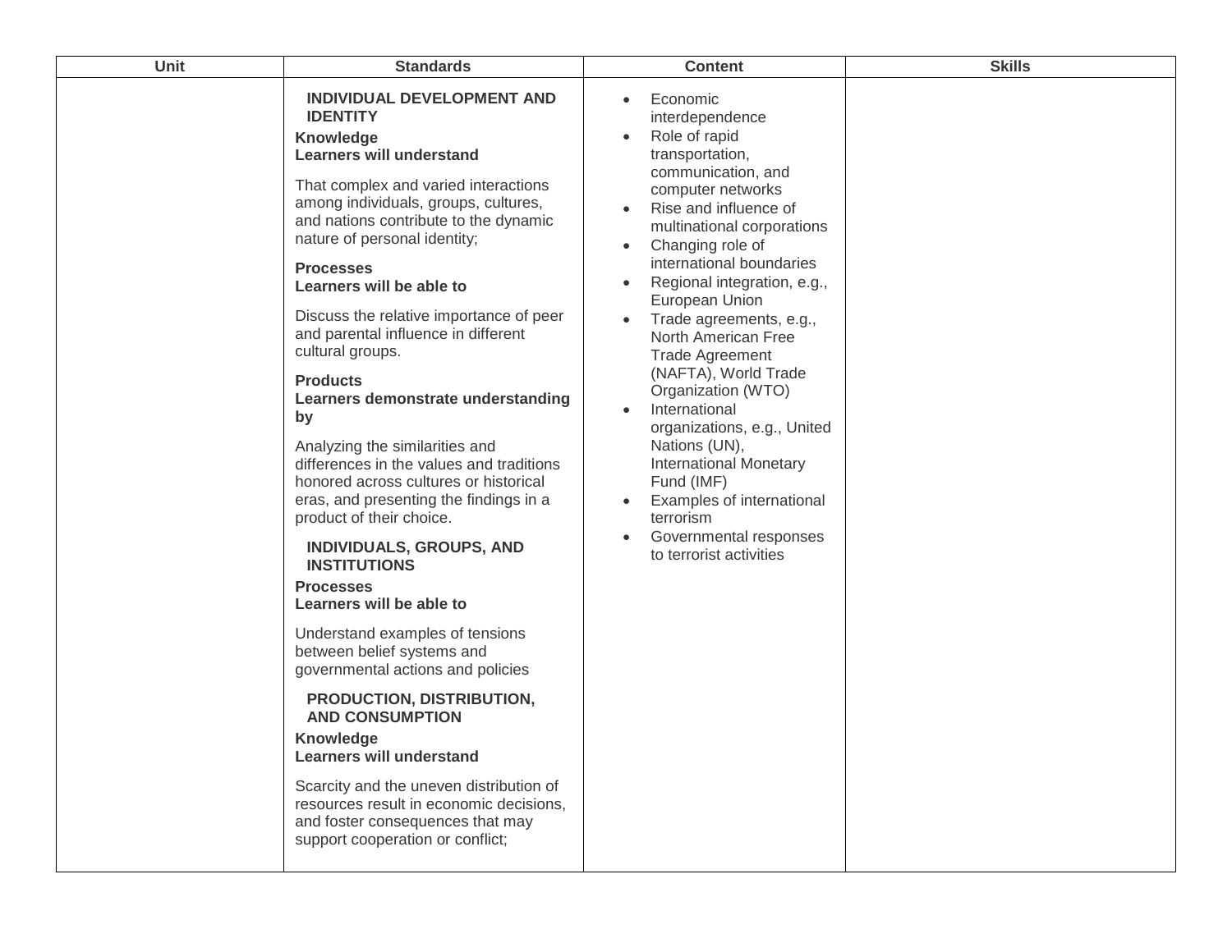| Unit | Standards | Content | Skills |
|---|---|---|---|
| | **INDIVIDUAL DEVELOPMENT AND IDENTITY**<br>**Knowledge**<br>**Learners will understand**<br>That complex and varied interactions among individuals, groups, cultures, and nations contribute to the dynamic nature of personal identity;<br>**Processes**<br>**Learners will be able to**<br>Discuss the relative importance of peer and parental influence in different cultural groups.<br>**Products**<br>**Learners demonstrate understanding by**<br>Analyzing the similarities and differences in the values and traditions honored across cultures or historical eras, and presenting the findings in a product of their choice.<br>**INDIVIDUALS, GROUPS, AND INSTITUTIONS**<br>**Processes**<br>**Learners will be able to**<br>Understand examples of tensions between belief systems and governmental actions and policies<br>**PRODUCTION, DISTRIBUTION, AND CONSUMPTION**<br>**Knowledge**<br>**Learners will understand**<br>Scarcity and the uneven distribution of resources result in economic decisions, and foster consequences that may support cooperation or conflict; | • Economic interdependence<br>• Role of rapid transportation, communication, and computer networks<br>• Rise and influence of multinational corporations<br>• Changing role of international boundaries<br>• Regional integration, e.g., European Union<br>• Trade agreements, e.g., North American Free Trade Agreement (NAFTA), World Trade Organization (WTO)<br>• International organizations, e.g., United Nations (UN), International Monetary Fund (IMF)<br>• Examples of international terrorism<br>• Governmental responses to terrorist activities | |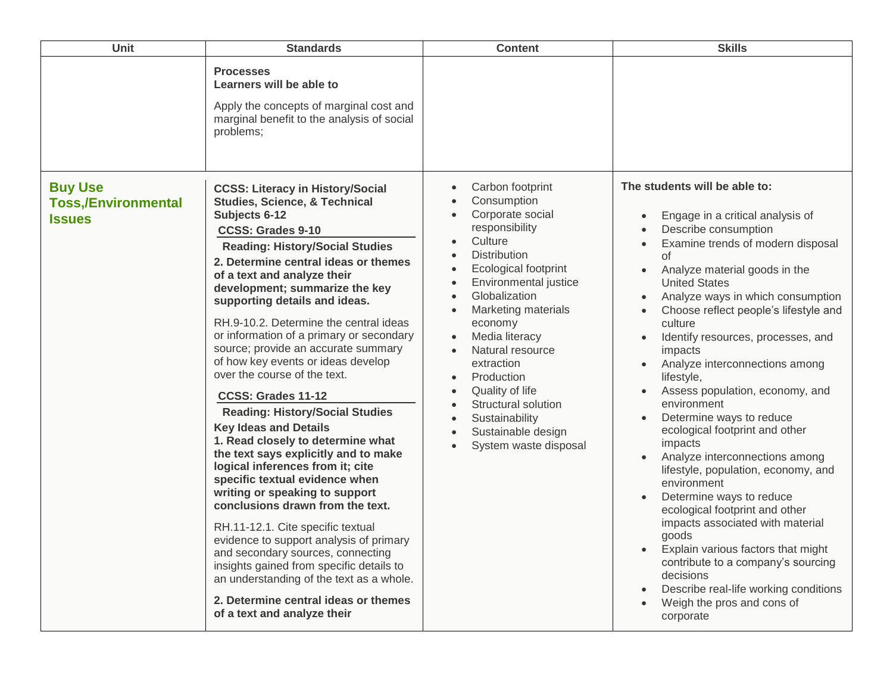| Unit | Standards | Content | Skills |
|---|---|---|---|
| | **Processes**<br>**Learners will be able to**<br><br>Apply the concepts of marginal cost and marginal benefit to the analysis of social problems; | | |
| **Buy Use Toss,/Environmental Issues** | **CCSS: Literacy in History/Social Studies, Science, & Technical Subjects 6-12**<br>**CCSS: Grades 9-10**<br>**Reading: History/Social Studies**<br>**2. Determine central ideas or themes of a text and analyze their development; summarize the key supporting details and ideas.**<br><br>RH.9-10.2. Determine the central ideas or information of a primary or secondary source; provide an accurate summary of how key events or ideas develop over the course of the text.<br><br>**CCSS: Grades 11-12**<br>**Reading: History/Social Studies**<br>**Key Ideas and Details**<br>**1. Read closely to determine what the text says explicitly and to make logical inferences from it; cite specific textual evidence when writing or speaking to support conclusions drawn from the text.**<br><br>RH.11-12.1. Cite specific textual evidence to support analysis of primary and secondary sources, connecting insights gained from specific details to an understanding of the text as a whole.<br><br>**2. Determine central ideas or themes of a text and analyze their** | • Carbon footprint<br>• Consumption<br>• Corporate social responsibility<br>• Culture<br>• Distribution<br>• Ecological footprint<br>• Environmental justice<br>• Globalization<br>• Marketing materials economy<br>• Media literacy<br>• Natural resource extraction<br>• Production<br>• Quality of life<br>• Structural solution<br>• Sustainability<br>• Sustainable design<br>• System waste disposal | **The students will be able to:**<br><br>• Engage in a critical analysis of<br>• Describe consumption<br>• Examine trends of modern disposal of<br>• Analyze material goods in the United States<br>• Analyze ways in which consumption<br>• Choose reflect people's lifestyle and culture<br>• Identify resources, processes, and impacts<br>• Analyze interconnections among lifestyle,<br>• Assess population, economy, and environment<br>• Determine ways to reduce ecological footprint and other impacts<br>• Analyze interconnections among lifestyle, population, economy, and environment<br>• Determine ways to reduce ecological footprint and other impacts associated with material goods<br>• Explain various factors that might contribute to a company's sourcing decisions<br>• Describe real-life working conditions<br>• Weigh the pros and cons of corporate |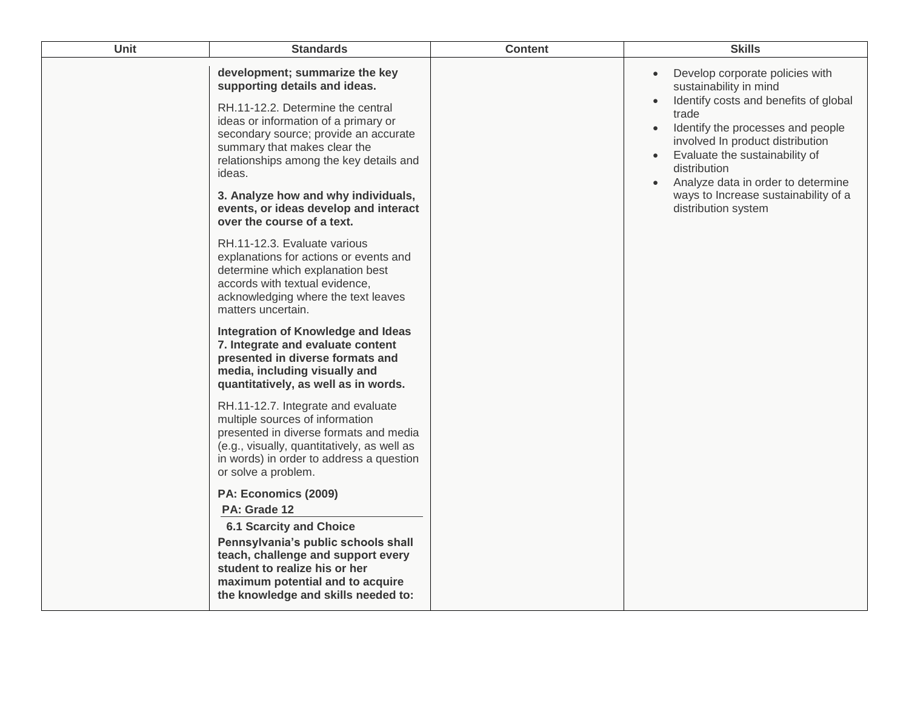| Unit | Standards | Content | Skills |
| --- | --- | --- | --- |
| | **development; summarize the key supporting details and ideas.**<br><br>RH.11-12.2. Determine the central ideas or information of a primary or secondary source; provide an accurate summary that makes clear the relationships among the key details and ideas.<br><br>**3. Analyze how and why individuals, events, or ideas develop and interact over the course of a text.**<br><br>RH.11-12.3. Evaluate various explanations for actions or events and determine which explanation best accords with textual evidence, acknowledging where the text leaves matters uncertain.<br><br>**Integration of Knowledge and Ideas**<br>**7. Integrate and evaluate content presented in diverse formats and media, including visually and quantitatively, as well as in words.**<br><br>RH.11-12.7. Integrate and evaluate multiple sources of information presented in diverse formats and media (e.g., visually, quantitatively, as well as in words) in order to address a question or solve a problem.<br><br>**PA: Economics (2009)**<br>**PA: Grade 12**<br>**6.1 Scarcity and Choice**<br>**Pennsylvania's public schools shall teach, challenge and support every student to realize his or her maximum potential and to acquire the knowledge and skills needed to:** | | • Develop corporate policies with sustainability in mind<br>• Identify costs and benefits of global trade<br>• Identify the processes and people involved In product distribution<br>• Evaluate the sustainability of distribution<br>• Analyze data in order to determine ways to Increase sustainability of a distribution system |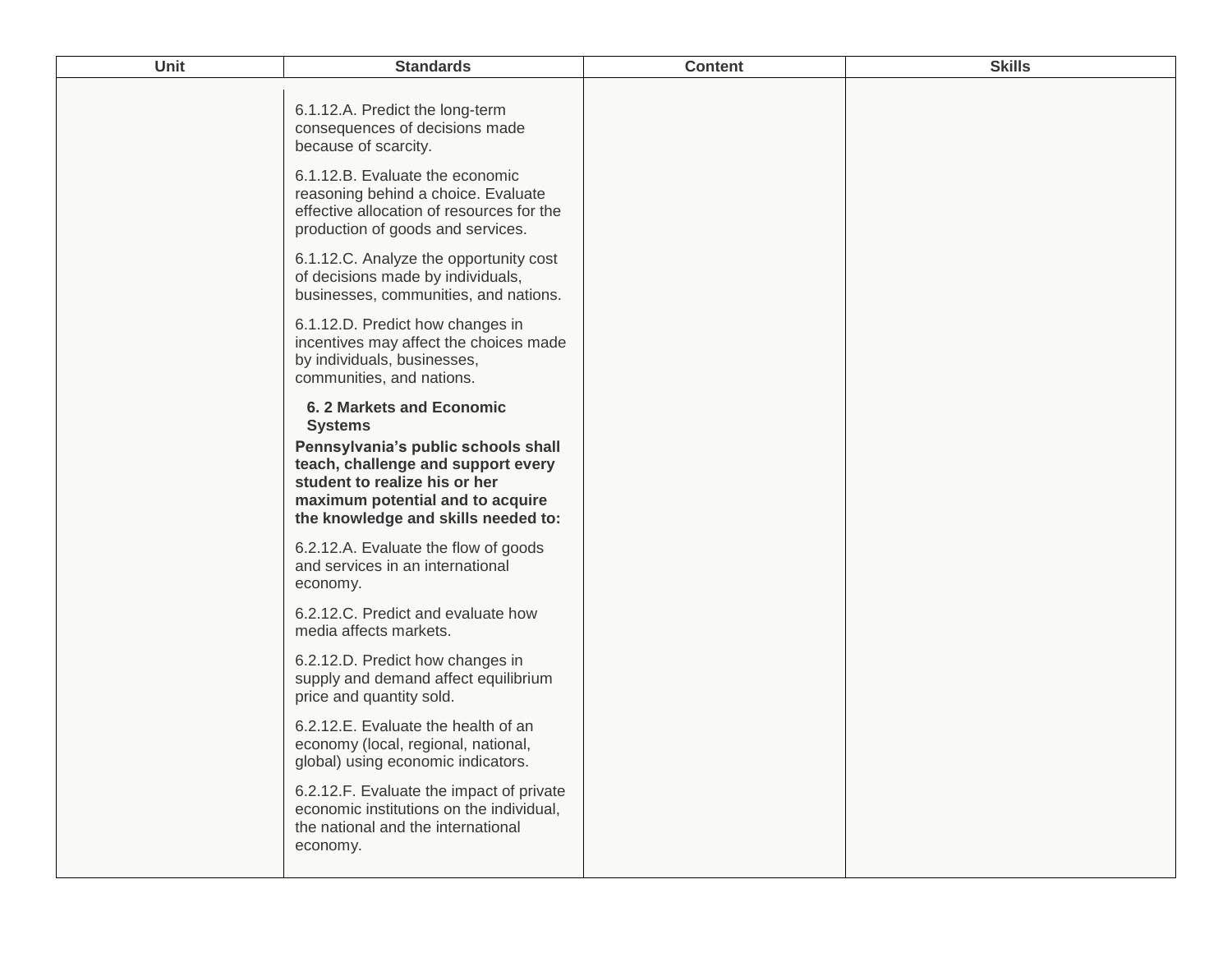| Unit | Standards | Content | Skills |
| --- | --- | --- | --- |
| | 6.1.12.A. Predict the long-term consequences of decisions made because of scarcity.<br><br>6.1.12.B. Evaluate the economic reasoning behind a choice. Evaluate effective allocation of resources for the production of goods and services.<br><br>6.1.12.C. Analyze the opportunity cost of decisions made by individuals, businesses, communities, and nations.<br><br>6.1.12.D. Predict how changes in incentives may affect the choices made by individuals, businesses, communities, and nations.<br><br>**6. 2 Markets and Economic Systems**<br>**Pennsylvania's public schools shall teach, challenge and support every student to realize his or her maximum potential and to acquire the knowledge and skills needed to:**<br><br>6.2.12.A. Evaluate the flow of goods and services in an international economy.<br><br>6.2.12.C. Predict and evaluate how media affects markets.<br><br>6.2.12.D. Predict how changes in supply and demand affect equilibrium price and quantity sold.<br><br>6.2.12.E. Evaluate the health of an economy (local, regional, national, global) using economic indicators.<br><br>6.2.12.F. Evaluate the impact of private economic institutions on the individual, the national and the international economy. | | |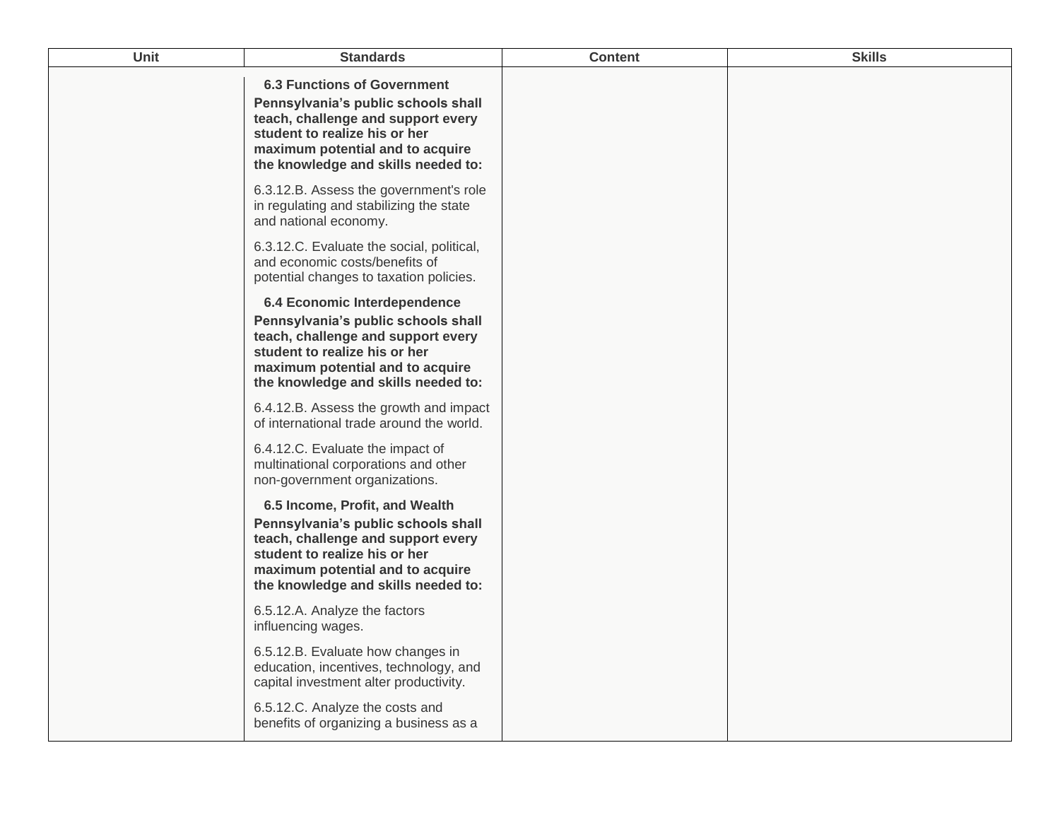| Unit | Standards | Content | Skills |
| --- | --- | --- | --- |
| | **6.3 Functions of Government**<br>**Pennsylvania's public schools shall teach, challenge and support every student to realize his or her maximum potential and to acquire the knowledge and skills needed to:**<br><br>6.3.12.B. Assess the government's role in regulating and stabilizing the state and national economy.<br><br>6.3.12.C. Evaluate the social, political, and economic costs/benefits of potential changes to taxation policies.<br><br>**6.4 Economic Interdependence**<br>**Pennsylvania's public schools shall teach, challenge and support every student to realize his or her maximum potential and to acquire the knowledge and skills needed to:**<br><br>6.4.12.B. Assess the growth and impact of international trade around the world.<br><br>6.4.12.C. Evaluate the impact of multinational corporations and other non-government organizations.<br><br>**6.5 Income, Profit, and Wealth**<br>**Pennsylvania's public schools shall teach, challenge and support every student to realize his or her maximum potential and to acquire the knowledge and skills needed to:**<br><br>6.5.12.A. Analyze the factors influencing wages.<br><br>6.5.12.B. Evaluate how changes in education, incentives, technology, and capital investment alter productivity.<br><br>6.5.12.C. Analyze the costs and benefits of organizing a business as a | | |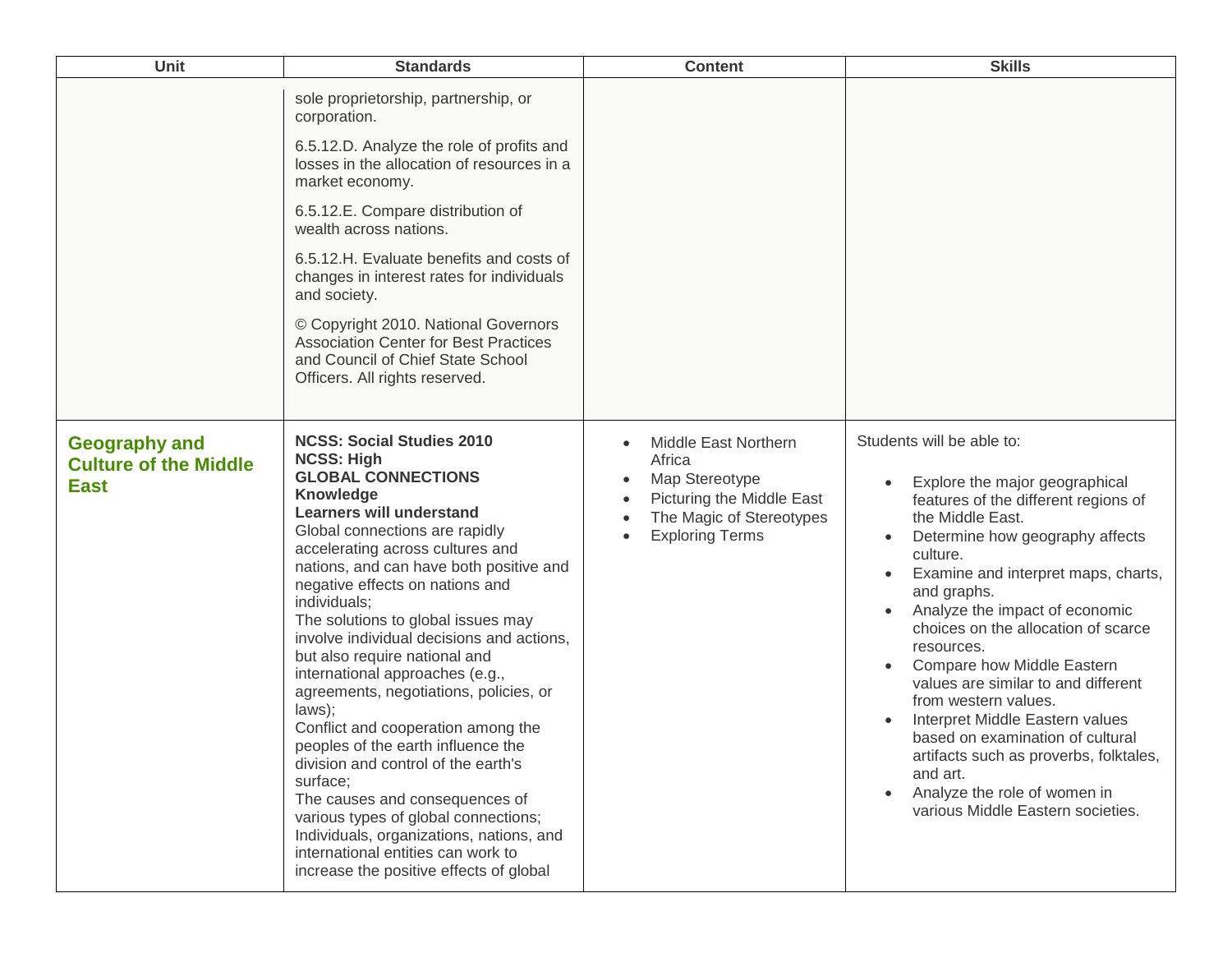| Unit | Standards | Content | Skills |
|---|---|---|---|
| | sole proprietorship, partnership, or corporation.<br><br>6.5.12.D. Analyze the role of profits and losses in the allocation of resources in a market economy.<br><br>6.5.12.E. Compare distribution of wealth across nations.<br><br>6.5.12.H. Evaluate benefits and costs of changes in interest rates for individuals and society.<br><br>© Copyright 2010. National Governors Association Center for Best Practices and Council of Chief State School Officers. All rights reserved. | | |
| **Geography and Culture of the Middle East** | **NCSS: Social Studies 2010**<br>**NCSS: High**<br>**GLOBAL CONNECTIONS**<br>**Knowledge**<br>**Learners will understand**<br>Global connections are rapidly accelerating across cultures and nations, and can have both positive and negative effects on nations and individuals;<br>The solutions to global issues may involve individual decisions and actions, but also require national and international approaches (e.g., agreements, negotiations, policies, or laws);<br>Conflict and cooperation among the peoples of the earth influence the division and control of the earth's surface;<br>The causes and consequences of various types of global connections;<br>Individuals, organizations, nations, and international entities can work to increase the positive effects of global | • Middle East Northern Africa<br>• Map Stereotype<br>• Picturing the Middle East<br>• The Magic of Stereotypes<br>• Exploring Terms | Students will be able to:<br><br>• Explore the major geographical features of the different regions of the Middle East.<br>• Determine how geography affects culture.<br>• Examine and interpret maps, charts, and graphs.<br>• Analyze the impact of economic choices on the allocation of scarce resources.<br>• Compare how Middle Eastern values are similar to and different from western values.<br>• Interpret Middle Eastern values based on examination of cultural artifacts such as proverbs, folktales, and art.<br>• Analyze the role of women in various Middle Eastern societies. |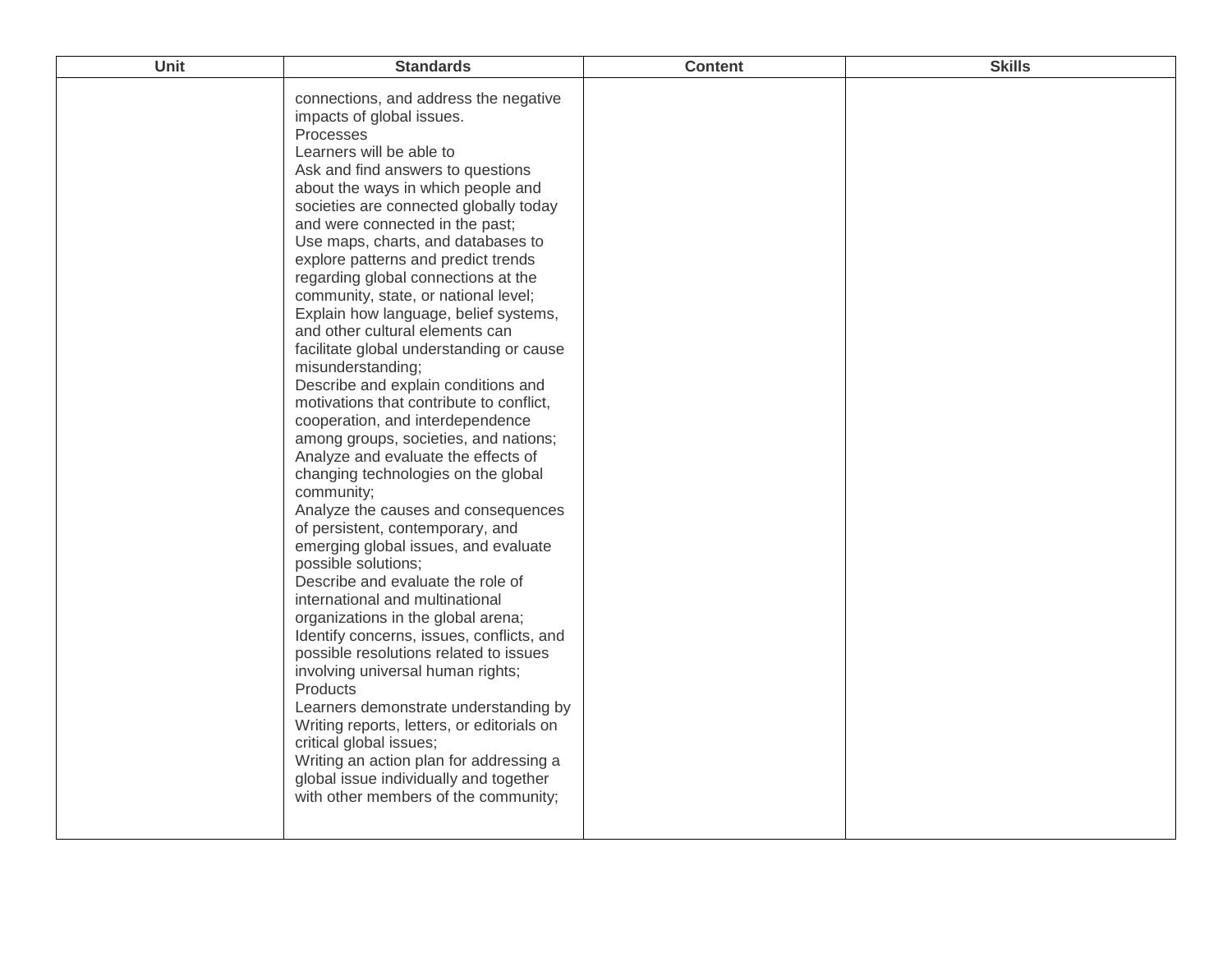| Unit | Standards | Content | Skills |
|---|---|---|---|
| | connections, and address the negative impacts of global issues.<br>Processes<br>Learners will be able to<br>Ask and find answers to questions about the ways in which people and societies are connected globally today and were connected in the past;<br>Use maps, charts, and databases to explore patterns and predict trends regarding global connections at the community, state, or national level;<br>Explain how language, belief systems, and other cultural elements can facilitate global understanding or cause misunderstanding;<br>Describe and explain conditions and motivations that contribute to conflict, cooperation, and interdependence among groups, societies, and nations;<br>Analyze and evaluate the effects of changing technologies on the global community;<br>Analyze the causes and consequences of persistent, contemporary, and emerging global issues, and evaluate possible solutions;<br>Describe and evaluate the role of international and multinational organizations in the global arena;<br>Identify concerns, issues, conflicts, and possible resolutions related to issues involving universal human rights;<br>Products<br>Learners demonstrate understanding by<br>Writing reports, letters, or editorials on critical global issues;<br>Writing an action plan for addressing a global issue individually and together with other members of the community; | | |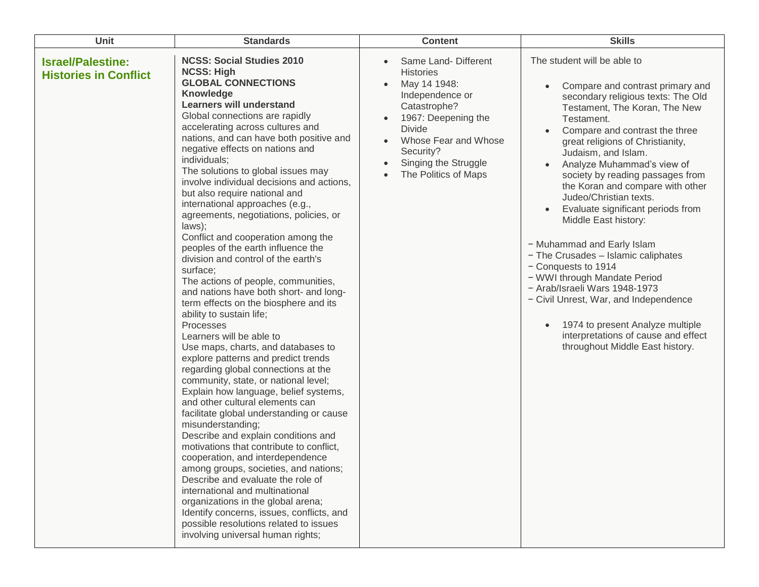| Unit | Standards | Content | Skills |
|---|---|---|---|
| **Israel/Palestine: Histories in Conflict** | **NCSS: Social Studies 2010**<br>**NCSS: High**<br>**GLOBAL CONNECTIONS**<br>**Knowledge**<br>**Learners will understand**<br>Global connections are rapidly accelerating across cultures and nations, and can have both positive and negative effects on nations and individuals;<br>The solutions to global issues may involve individual decisions and actions, but also require national and international approaches (e.g., agreements, negotiations, policies, or laws);<br>Conflict and cooperation among the peoples of the earth influence the division and control of the earth's surface;<br>The actions of people, communities, and nations have both short- and long-term effects on the biosphere and its ability to sustain life;<br>Processes<br>Learners will be able to<br>Use maps, charts, and databases to explore patterns and predict trends regarding global connections at the community, state, or national level;<br>Explain how language, belief systems, and other cultural elements can facilitate global understanding or cause misunderstanding;<br>Describe and explain conditions and motivations that contribute to conflict, cooperation, and interdependence among groups, societies, and nations;<br>Describe and evaluate the role of international and multinational organizations in the global arena;<br>Identify concerns, issues, conflicts, and possible resolutions related to issues involving universal human rights; | • Same Land- Different Histories<br>• May 14 1948: Independence or Catastrophe?<br>• 1967: Deepening the Divide<br>• Whose Fear and Whose Security?<br>• Singing the Struggle<br>• The Politics of Maps | The student will be able to<br>• Compare and contrast primary and secondary religious texts: The Old Testament, The Koran, The New Testament.<br>• Compare and contrast the three great religions of Christianity, Judaism, and Islam.<br>• Analyze Muhammad's view of society by reading passages from the Koran and compare with other Judeo/Christian texts.<br>• Evaluate significant periods from Middle East history:<br>− Muhammad and Early Islam<br>− The Crusades – Islamic caliphates<br>− Conquests to 1914<br>− WWI through Mandate Period<br>− Arab/Israeli Wars 1948-1973<br>− Civil Unrest, War, and Independence<br>• 1974 to present Analyze multiple interpretations of cause and effect throughout Middle East history. |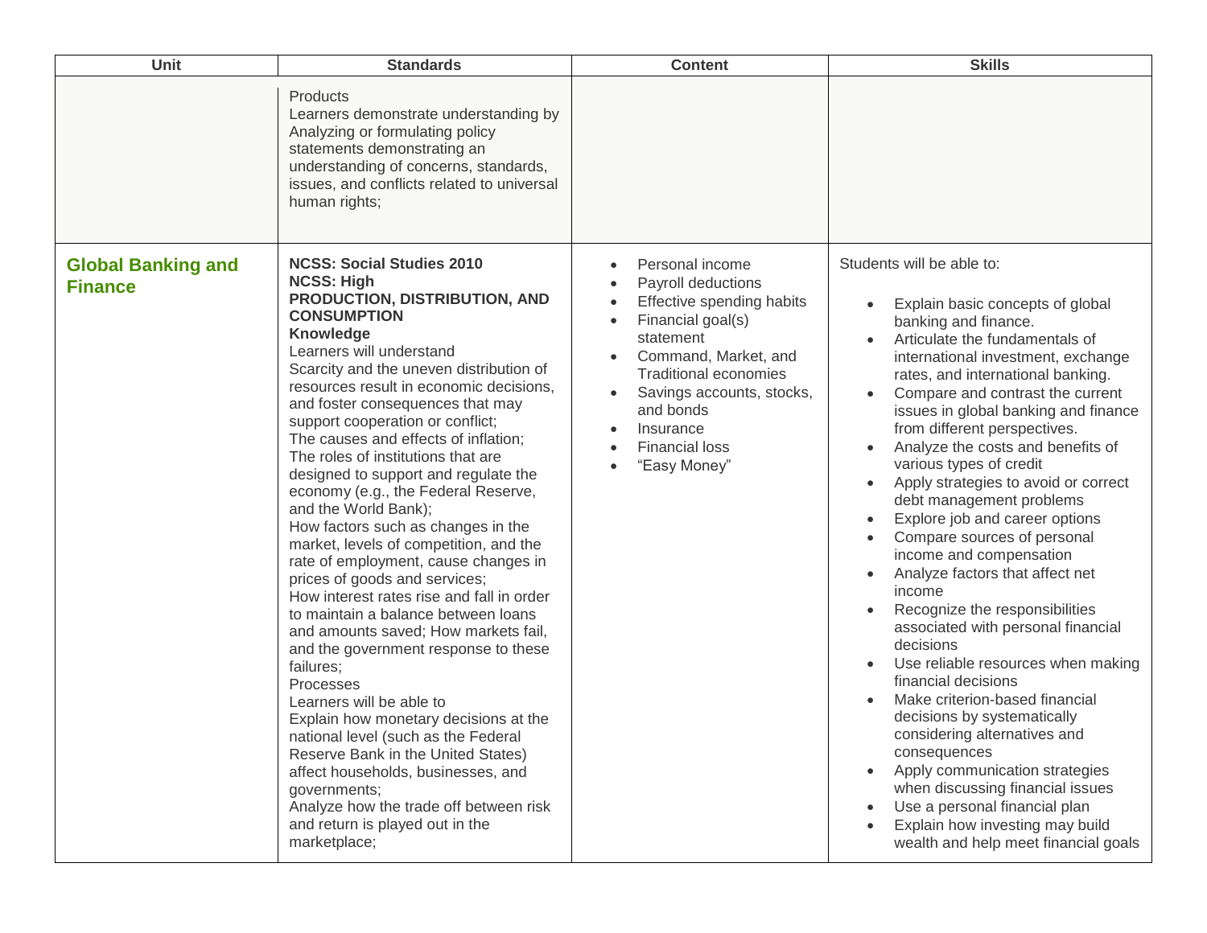| Unit | Standards | Content | Skills |
|---|---|---|---|
| | Products<br>Learners demonstrate understanding by Analyzing or formulating policy statements demonstrating an understanding of concerns, standards, issues, and conflicts related to universal human rights; | | |
| **Global Banking and Finance** | **NCSS: Social Studies 2010**<br>**NCSS: High**<br>**PRODUCTION, DISTRIBUTION, AND CONSUMPTION**<br>**Knowledge**<br>Learners will understand<br>Scarcity and the uneven distribution of resources result in economic decisions, and foster consequences that may support cooperation or conflict;<br>The causes and effects of inflation;<br>The roles of institutions that are designed to support and regulate the economy (e.g., the Federal Reserve, and the World Bank);<br>How factors such as changes in the market, levels of competition, and the rate of employment, cause changes in prices of goods and services;<br>How interest rates rise and fall in order to maintain a balance between loans and amounts saved; How markets fail, and the government response to these failures;<br>Processes<br>Learners will be able to<br>Explain how monetary decisions at the national level (such as the Federal Reserve Bank in the United States) affect households, businesses, and governments;<br>Analyze how the trade off between risk and return is played out in the marketplace; | • Personal income<br>• Payroll deductions<br>• Effective spending habits<br>• Financial goal(s) statement<br>• Command, Market, and Traditional economies<br>• Savings accounts, stocks, and bonds<br>• Insurance<br>• Financial loss<br>• "Easy Money" | Students will be able to:<br>• Explain basic concepts of global banking and finance.<br>• Articulate the fundamentals of international investment, exchange rates, and international banking.<br>• Compare and contrast the current issues in global banking and finance from different perspectives.<br>• Analyze the costs and benefits of various types of credit<br>• Apply strategies to avoid or correct debt management problems<br>• Explore job and career options<br>• Compare sources of personal income and compensation<br>• Analyze factors that affect net income<br>• Recognize the responsibilities associated with personal financial decisions<br>• Use reliable resources when making financial decisions<br>• Make criterion-based financial decisions by systematically considering alternatives and consequences<br>• Apply communication strategies when discussing financial issues<br>• Use a personal financial plan<br>• Explain how investing may build wealth and help meet financial goals |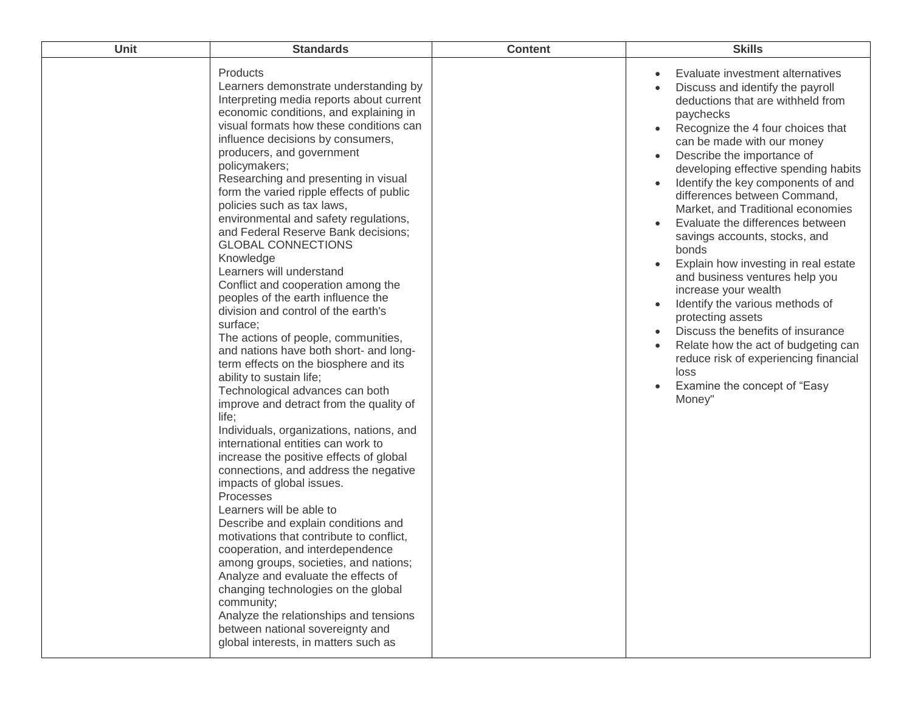| Unit | Standards | Content | Skills |
|---|---|---|---|
| | Products<br>Learners demonstrate understanding by Interpreting media reports about current economic conditions, and explaining in visual formats how these conditions can influence decisions by consumers, producers, and government policymakers;<br>Researching and presenting in visual form the varied ripple effects of public policies such as tax laws, environmental and safety regulations, and Federal Reserve Bank decisions;<br>GLOBAL CONNECTIONS<br>Knowledge<br>Learners will understand<br>Conflict and cooperation among the peoples of the earth influence the division and control of the earth's surface;<br>The actions of people, communities, and nations have both short- and long-term effects on the biosphere and its ability to sustain life;<br>Technological advances can both improve and detract from the quality of life;<br>Individuals, organizations, nations, and international entities can work to increase the positive effects of global connections, and address the negative impacts of global issues.<br>Processes<br>Learners will be able to<br>Describe and explain conditions and motivations that contribute to conflict, cooperation, and interdependence among groups, societies, and nations;<br>Analyze and evaluate the effects of changing technologies on the global community;<br>Analyze the relationships and tensions between national sovereignty and global interests, in matters such as | | • Evaluate investment alternatives<br>• Discuss and identify the payroll deductions that are withheld from paychecks<br>• Recognize the 4 four choices that can be made with our money<br>• Describe the importance of developing effective spending habits<br>• Identify the key components of and differences between Command, Market, and Traditional economies<br>• Evaluate the differences between savings accounts, stocks, and bonds<br>• Explain how investing in real estate and business ventures help you increase your wealth<br>• Identify the various methods of protecting assets<br>• Discuss the benefits of insurance<br>• Relate how the act of budgeting can reduce risk of experiencing financial loss<br>• Examine the concept of "Easy Money" |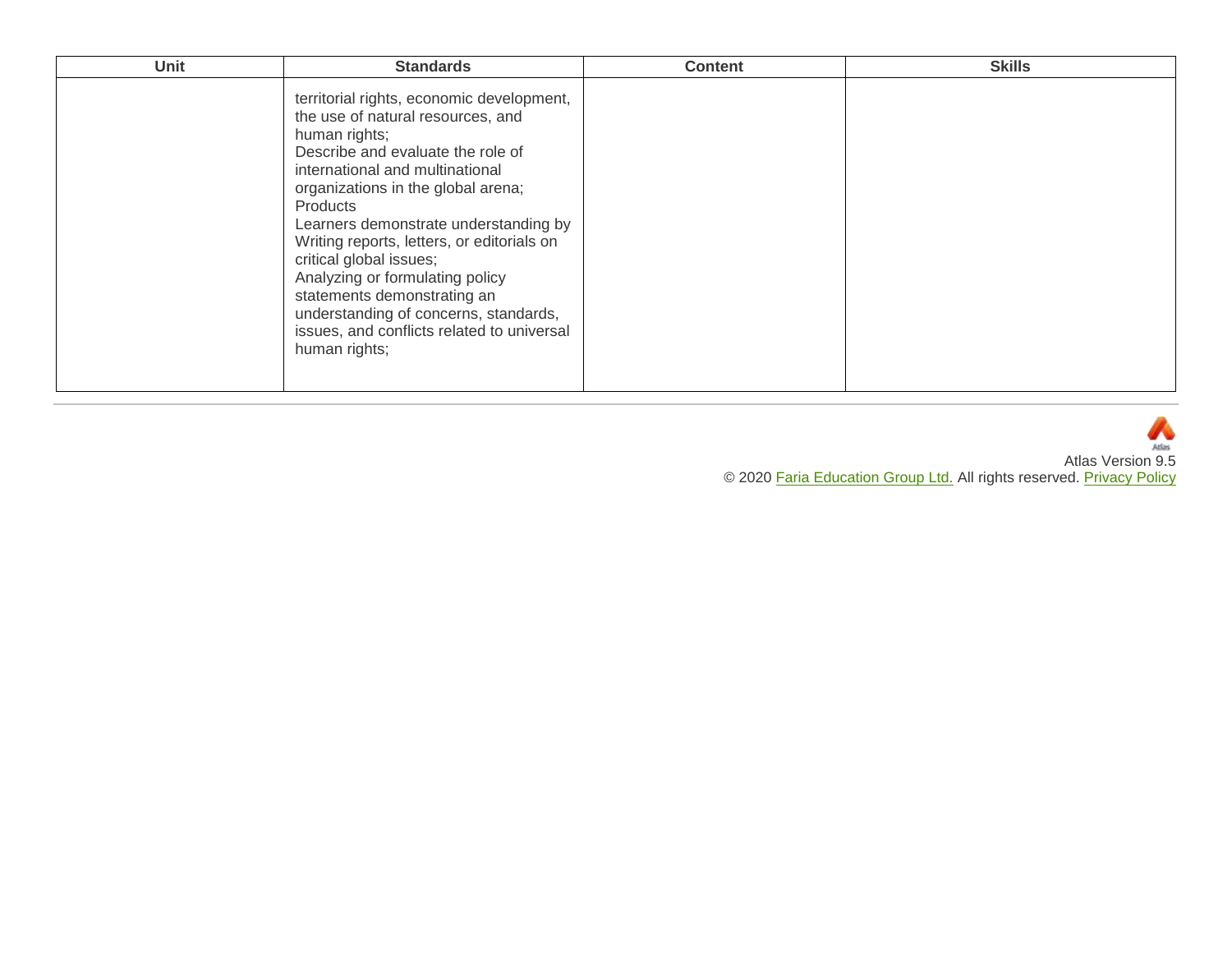| Unit | Standards | Content | Skills |
| --- | --- | --- | --- |
| | territorial rights, economic development, the use of natural resources, and human rights;<br>Describe and evaluate the role of international and multinational organizations in the global arena;<br>Products<br>Learners demonstrate understanding by<br>Writing reports, letters, or editorials on critical global issues;<br>Analyzing or formulating policy statements demonstrating an understanding of concerns, standards, issues, and conflicts related to universal human rights; | | |

Atlas Version 9.5
© 2020 Faria Education Group Ltd. All rights reserved. Privacy Policy